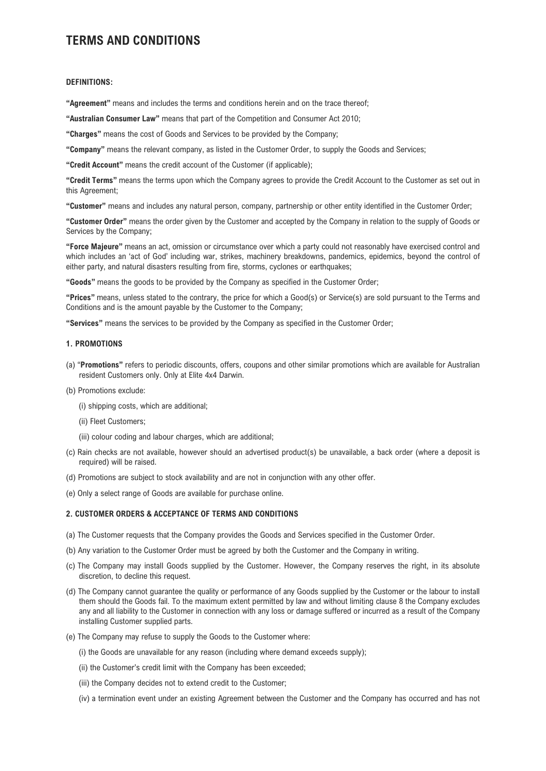# TERMS AND CONDITIONS

**DEFINITIONS:**

**"Agreement"** means and includes the terms and conditions herein and on the trace thereof;

**"Australian Consumer Law"** means that part of the Competition and Consumer Act 2010;

**"Charges"** means the cost of Goods and Services to be provided by the Company;

**"Company"** means the relevant company, as listed in the Customer Order, to supply the Goods and Services;

**"Credit Account"** means the credit account of the Customer (if applicable);

**"Credit Terms"** means the terms upon which the Company agrees to provide the Credit Account to the Customer as set out in this Agreement;

**"Customer"** means and includes any natural person, company, partnership or other entity identified in the Customer Order;

**"Customer Order"** means the order given by the Customer and accepted by the Company in relation to the supply of Goods or Services by the Company;

**"Force Majeure"** means an act, omission or circumstance over which a party could not reasonably have exercised control and which includes an 'act of God' including war, strikes, machinery breakdowns, pandemics, epidemics, beyond the control of either party, and natural disasters resulting from fire, storms, cyclones or earthquakes;

**"Goods"** means the goods to be provided by the Company as specified in the Customer Order;

**"Prices"** means, unless stated to the contrary, the price for which a Good(s) or Service(s) are sold pursuant to the Terms and Conditions and is the amount payable by the Customer to the Company;

**"Services"** means the services to be provided by the Company as specified in the Customer Order;

**1. PROMOTIONS**

(a) "**Promotions"** refers to periodic discounts, offers, coupons and other similar promotions which are available for Australian resident Customers only. Only at Elite 4x4 Darwin.

(b) Promotions exclude:

- (i) shipping costs, which are additional;
- (ii) Fleet Customers;
- (iii) colour coding and labour charges, which are additional;

(c) Rain checks are not available, however should an advertised product(s) be unavailable, a back order (where a deposit is required) will be raised.

(d) Promotions are subject to stock availability and are not in conjunction with any other offer.

(e) Only a select range of Goods are available for purchase online.

**2. CUSTOMER ORDERS & ACCEPTANCE OF TERMS AND CONDITIONS**

(a) The Customer requests that the Company provides the Goods and Services specified in the Customer Order.

(b) Any variation to the Customer Order must be agreed by both the Customer and the Company in writing.

(c) The Company may install Goods supplied by the Customer. However, the Company reserves the right, in its absolute discretion, to decline this request.

(d) The Company cannot guarantee the quality or performance of any Goods supplied by the Customer or the labour to install them should the Goods fail. To the maximum extent permitted by law and without limiting clause 8 the Company excludes any and all liability to the Customer in connection with any loss or damage suffered or incurred as a result of the Company installing Customer supplied parts.

(e) The Company may refuse to supply the Goods to the Customer where:

- (i) the Goods are unavailable for any reason (including where demand exceeds supply);
- (ii) the Customer's credit limit with the Company has been exceeded;
- (iii) the Company decides not to extend credit to the Customer;
- (iv) a termination event under an existing Agreement between the Customer and the Company has occurred and has not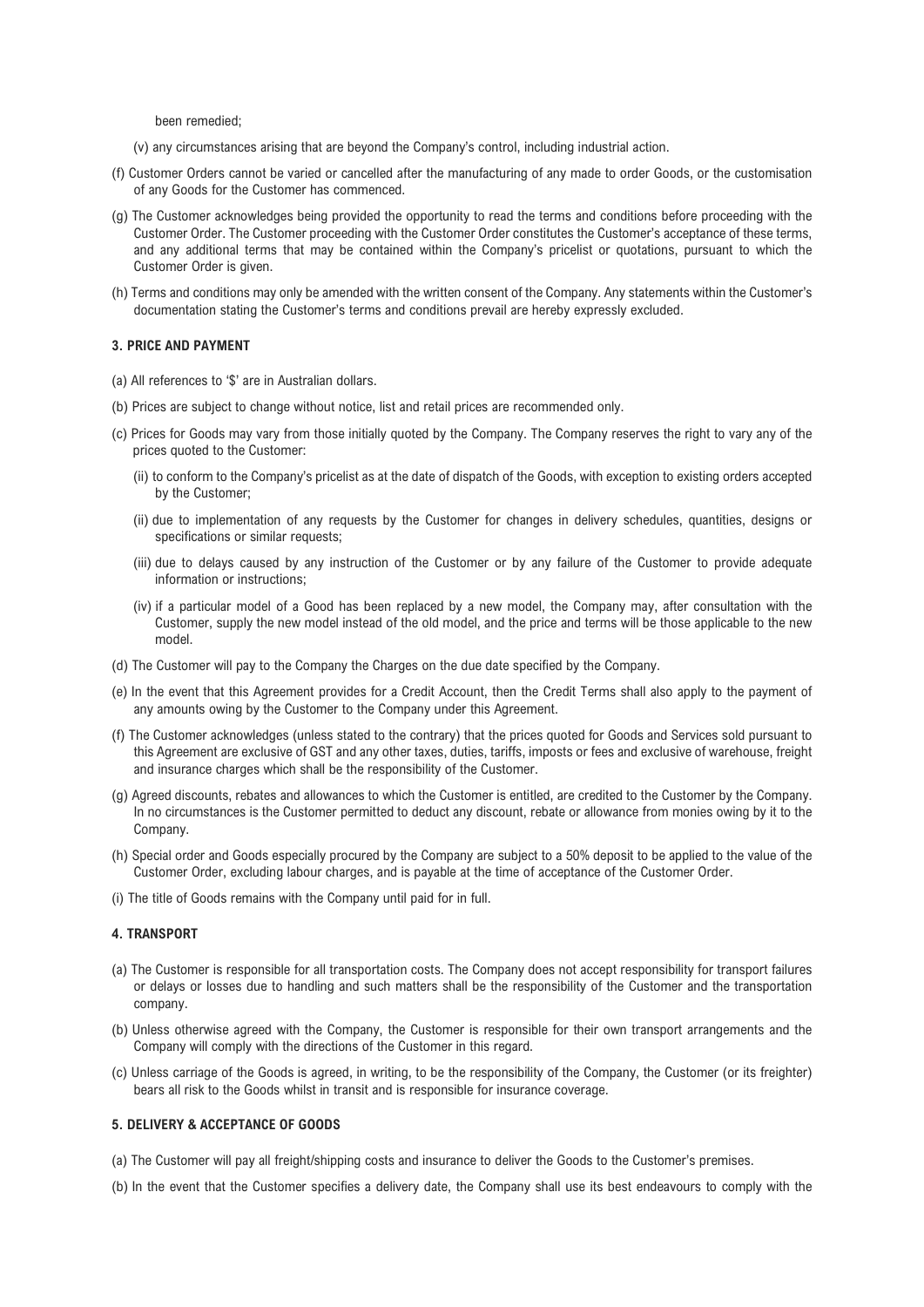been remedied;

(v) any circumstances arising that are beyond the Company's control, including industrial action.

(f) Customer Orders cannot be varied or cancelled after the manufacturing of any made to order Goods, or the customisation of any Goods for the Customer has commenced.

(g) The Customer acknowledges being provided the opportunity to read the terms and conditions before proceeding with the Customer Order. The Customer proceeding with the Customer Order constitutes the Customer's acceptance of these terms, and any additional terms that may be contained within the Company's pricelist or quotations, pursuant to which the Customer Order is given.

(h) Terms and conditions may only be amended with the written consent of the Company. Any statements within the Customer's documentation stating the Customer's terms and conditions prevail are hereby expressly excluded.

**3. PRICE AND PAYMENT**

(a) All references to '$' are in Australian dollars.

(b) Prices are subject to change without notice, list and retail prices are recommended only.

(c) Prices for Goods may vary from those initially quoted by the Company. The Company reserves the right to vary any of the prices quoted to the Customer:

(ii) to conform to the Company's pricelist as at the date of dispatch of the Goods, with exception to existing orders accepted by the Customer;

(ii) due to implementation of any requests by the Customer for changes in delivery schedules, quantities, designs or specifications or similar requests;

(iii) due to delays caused by any instruction of the Customer or by any failure of the Customer to provide adequate information or instructions;

(iv) if a particular model of a Good has been replaced by a new model, the Company may, after consultation with the Customer, supply the new model instead of the old model, and the price and terms will be those applicable to the new model.

(d) The Customer will pay to the Company the Charges on the due date specified by the Company.

(e) In the event that this Agreement provides for a Credit Account, then the Credit Terms shall also apply to the payment of any amounts owing by the Customer to the Company under this Agreement.

(f) The Customer acknowledges (unless stated to the contrary) that the prices quoted for Goods and Services sold pursuant to this Agreement are exclusive of GST and any other taxes, duties, tariffs, imposts or fees and exclusive of warehouse, freight and insurance charges which shall be the responsibility of the Customer.

(g) Agreed discounts, rebates and allowances to which the Customer is entitled, are credited to the Customer by the Company. In no circumstances is the Customer permitted to deduct any discount, rebate or allowance from monies owing by it to the Company.

(h) Special order and Goods especially procured by the Company are subject to a 50% deposit to be applied to the value of the Customer Order, excluding labour charges, and is payable at the time of acceptance of the Customer Order.

(i) The title of Goods remains with the Company until paid for in full.

**4. TRANSPORT**

(a) The Customer is responsible for all transportation costs. The Company does not accept responsibility for transport failures or delays or losses due to handling and such matters shall be the responsibility of the Customer and the transportation company.

(b) Unless otherwise agreed with the Company, the Customer is responsible for their own transport arrangements and the Company will comply with the directions of the Customer in this regard.

(c) Unless carriage of the Goods is agreed, in writing, to be the responsibility of the Company, the Customer (or its freighter) bears all risk to the Goods whilst in transit and is responsible for insurance coverage.

**5. DELIVERY & ACCEPTANCE OF GOODS**

(a) The Customer will pay all freight/shipping costs and insurance to deliver the Goods to the Customer's premises.

(b) In the event that the Customer specifies a delivery date, the Company shall use its best endeavours to comply with the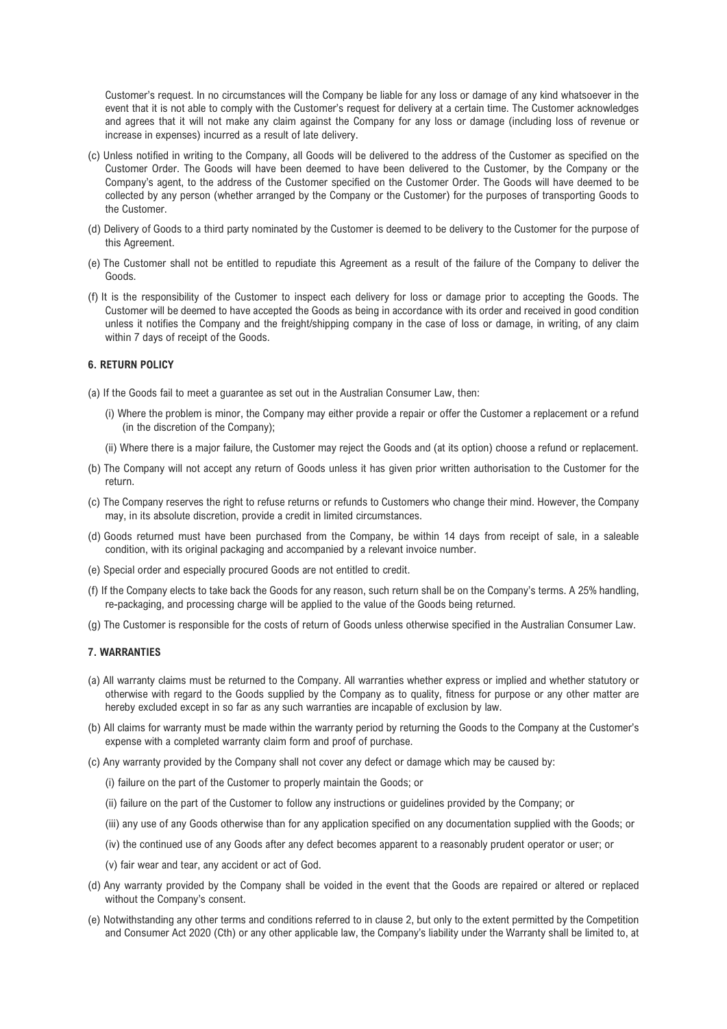Customer's request. In no circumstances will the Company be liable for any loss or damage of any kind whatsoever in the event that it is not able to comply with the Customer's request for delivery at a certain time. The Customer acknowledges and agrees that it will not make any claim against the Company for any loss or damage (including loss of revenue or increase in expenses) incurred as a result of late delivery.

(c) Unless notified in writing to the Company, all Goods will be delivered to the address of the Customer as specified on the Customer Order. The Goods will have been deemed to have been delivered to the Customer, by the Company or the Company's agent, to the address of the Customer specified on the Customer Order. The Goods will have deemed to be collected by any person (whether arranged by the Company or the Customer) for the purposes of transporting Goods to the Customer.

(d) Delivery of Goods to a third party nominated by the Customer is deemed to be delivery to the Customer for the purpose of this Agreement.

(e) The Customer shall not be entitled to repudiate this Agreement as a result of the failure of the Company to deliver the Goods.

(f) It is the responsibility of the Customer to inspect each delivery for loss or damage prior to accepting the Goods. The Customer will be deemed to have accepted the Goods as being in accordance with its order and received in good condition unless it notifies the Company and the freight/shipping company in the case of loss or damage, in writing, of any claim within 7 days of receipt of the Goods.

**6. RETURN POLICY**

(a) If the Goods fail to meet a guarantee as set out in the Australian Consumer Law, then:

 (i) Where the problem is minor, the Company may either provide a repair or offer the Customer a replacement or a refund (in the discretion of the Company);

 (ii) Where there is a major failure, the Customer may reject the Goods and (at its option) choose a refund or replacement.

(b) The Company will not accept any return of Goods unless it has given prior written authorisation to the Customer for the return.

(c) The Company reserves the right to refuse returns or refunds to Customers who change their mind. However, the Company may, in its absolute discretion, provide a credit in limited circumstances.

(d) Goods returned must have been purchased from the Company, be within 14 days from receipt of sale, in a saleable condition, with its original packaging and accompanied by a relevant invoice number.

(e) Special order and especially procured Goods are not entitled to credit.

(f) If the Company elects to take back the Goods for any reason, such return shall be on the Company's terms. A 25% handling, re-packaging, and processing charge will be applied to the value of the Goods being returned.

(g) The Customer is responsible for the costs of return of Goods unless otherwise specified in the Australian Consumer Law.

**7. WARRANTIES**

(a) All warranty claims must be returned to the Company. All warranties whether express or implied and whether statutory or otherwise with regard to the Goods supplied by the Company as to quality, fitness for purpose or any other matter are hereby excluded except in so far as any such warranties are incapable of exclusion by law.

(b) All claims for warranty must be made within the warranty period by returning the Goods to the Company at the Customer's expense with a completed warranty claim form and proof of purchase.

(c) Any warranty provided by the Company shall not cover any defect or damage which may be caused by:

 (i) failure on the part of the Customer to properly maintain the Goods; or

 (ii) failure on the part of the Customer to follow any instructions or guidelines provided by the Company; or

 (iii) any use of any Goods otherwise than for any application specified on any documentation supplied with the Goods; or

 (iv) the continued use of any Goods after any defect becomes apparent to a reasonably prudent operator or user; or

 (v) fair wear and tear, any accident or act of God.

(d) Any warranty provided by the Company shall be voided in the event that the Goods are repaired or altered or replaced without the Company's consent.

(e) Notwithstanding any other terms and conditions referred to in clause 2, but only to the extent permitted by the Competition and Consumer Act 2020 (Cth) or any other applicable law, the Company's liability under the Warranty shall be limited to, at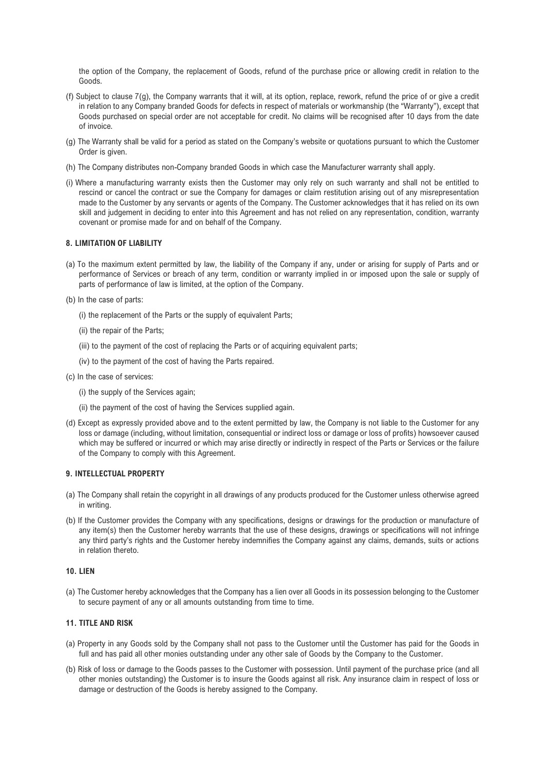the option of the Company, the replacement of Goods, refund of the purchase price or allowing credit in relation to the Goods.

(f) Subject to clause 7(g), the Company warrants that it will, at its option, replace, rework, refund the price of or give a credit in relation to any Company branded Goods for defects in respect of materials or workmanship (the "Warranty"), except that Goods purchased on special order are not acceptable for credit. No claims will be recognised after 10 days from the date of invoice.

(g) The Warranty shall be valid for a period as stated on the Company's website or quotations pursuant to which the Customer Order is given.

(h) The Company distributes non-Company branded Goods in which case the Manufacturer warranty shall apply.

(i) Where a manufacturing warranty exists then the Customer may only rely on such warranty and shall not be entitled to rescind or cancel the contract or sue the Company for damages or claim restitution arising out of any misrepresentation made to the Customer by any servants or agents of the Company. The Customer acknowledges that it has relied on its own skill and judgement in deciding to enter into this Agreement and has not relied on any representation, condition, warranty covenant or promise made for and on behalf of the Company.

#### 8. LIMITATION OF LIABILITY

(a) To the maximum extent permitted by law, the liability of the Company if any, under or arising for supply of Parts and or performance of Services or breach of any term, condition or warranty implied in or imposed upon the sale or supply of parts of performance of law is limited, at the option of the Company.

(b) In the case of parts:

(i) the replacement of the Parts or the supply of equivalent Parts;

(ii) the repair of the Parts;

(iii) to the payment of the cost of replacing the Parts or of acquiring equivalent parts;

(iv) to the payment of the cost of having the Parts repaired.

(c) In the case of services:

(i) the supply of the Services again;

(ii) the payment of the cost of having the Services supplied again.

(d) Except as expressly provided above and to the extent permitted by law, the Company is not liable to the Customer for any loss or damage (including, without limitation, consequential or indirect loss or damage or loss of profits) howsoever caused which may be suffered or incurred or which may arise directly or indirectly in respect of the Parts or Services or the failure of the Company to comply with this Agreement.

#### 9. INTELLECTUAL PROPERTY

(a) The Company shall retain the copyright in all drawings of any products produced for the Customer unless otherwise agreed in writing.

(b) If the Customer provides the Company with any specifications, designs or drawings for the production or manufacture of any item(s) then the Customer hereby warrants that the use of these designs, drawings or specifications will not infringe any third party's rights and the Customer hereby indemnifies the Company against any claims, demands, suits or actions in relation thereto.

#### 10. LIEN

(a) The Customer hereby acknowledges that the Company has a lien over all Goods in its possession belonging to the Customer to secure payment of any or all amounts outstanding from time to time.

#### 11. TITLE AND RISK

(a) Property in any Goods sold by the Company shall not pass to the Customer until the Customer has paid for the Goods in full and has paid all other monies outstanding under any other sale of Goods by the Company to the Customer.

(b) Risk of loss or damage to the Goods passes to the Customer with possession. Until payment of the purchase price (and all other monies outstanding) the Customer is to insure the Goods against all risk. Any insurance claim in respect of loss or damage or destruction of the Goods is hereby assigned to the Company.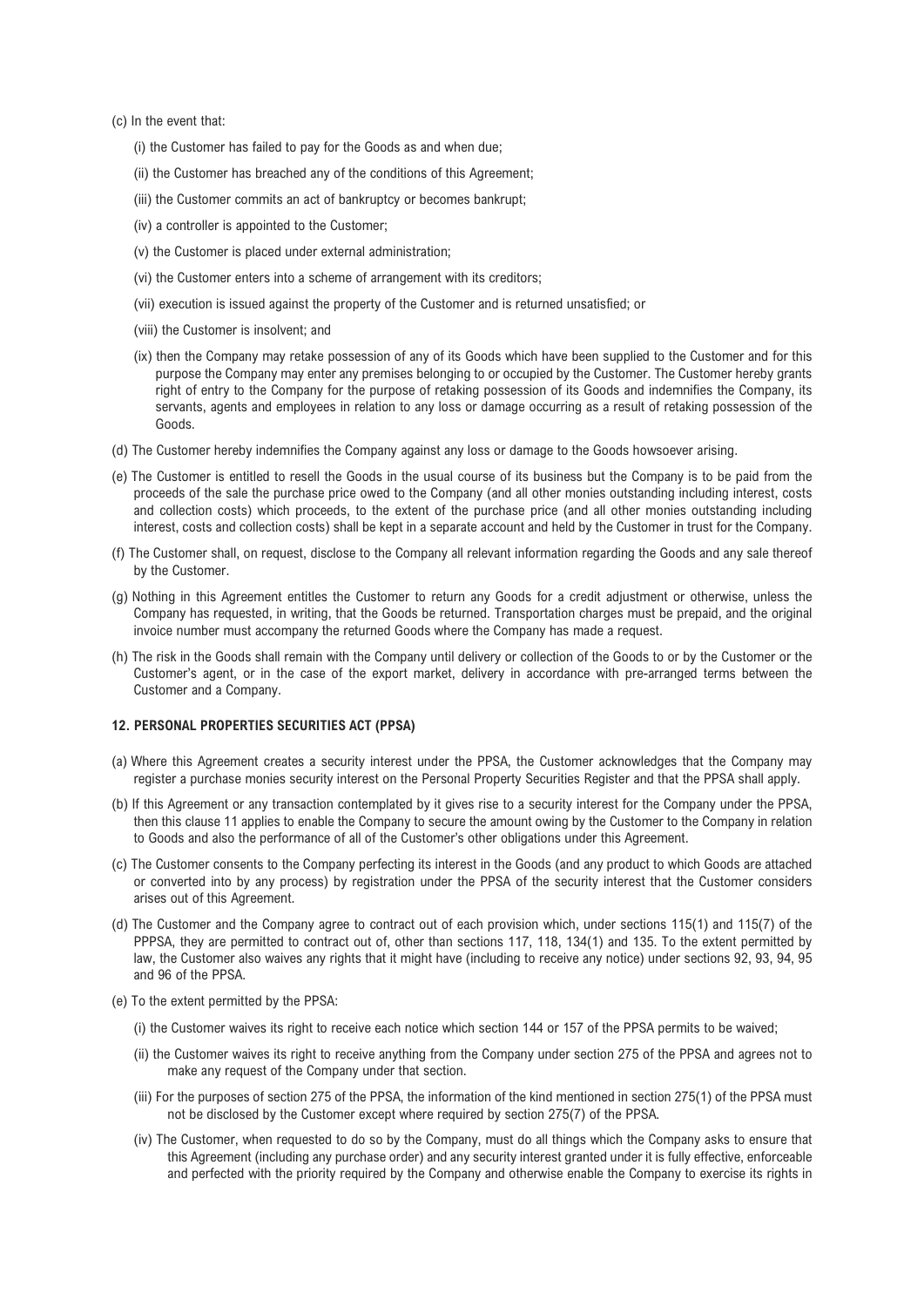(c) In the event that:

(i) the Customer has failed to pay for the Goods as and when due;

(ii) the Customer has breached any of the conditions of this Agreement;

(iii) the Customer commits an act of bankruptcy or becomes bankrupt;

(iv) a controller is appointed to the Customer;

(v) the Customer is placed under external administration;

(vi) the Customer enters into a scheme of arrangement with its creditors;

(vii) execution is issued against the property of the Customer and is returned unsatisfied; or

(viii) the Customer is insolvent; and

(ix) then the Company may retake possession of any of its Goods which have been supplied to the Customer and for this purpose the Company may enter any premises belonging to or occupied by the Customer. The Customer hereby grants right of entry to the Company for the purpose of retaking possession of its Goods and indemnifies the Company, its servants, agents and employees in relation to any loss or damage occurring as a result of retaking possession of the Goods.

(d) The Customer hereby indemnifies the Company against any loss or damage to the Goods howsoever arising.

(e) The Customer is entitled to resell the Goods in the usual course of its business but the Company is to be paid from the proceeds of the sale the purchase price owed to the Company (and all other monies outstanding including interest, costs and collection costs) which proceeds, to the extent of the purchase price (and all other monies outstanding including interest, costs and collection costs) shall be kept in a separate account and held by the Customer in trust for the Company.

(f) The Customer shall, on request, disclose to the Company all relevant information regarding the Goods and any sale thereof by the Customer.

(g) Nothing in this Agreement entitles the Customer to return any Goods for a credit adjustment or otherwise, unless the Company has requested, in writing, that the Goods be returned. Transportation charges must be prepaid, and the original invoice number must accompany the returned Goods where the Company has made a request.

(h) The risk in the Goods shall remain with the Company until delivery or collection of the Goods to or by the Customer or the Customer's agent, or in the case of the export market, delivery in accordance with pre-arranged terms between the Customer and a Company.

#### 12. PERSONAL PROPERTIES SECURITIES ACT (PPSA)

(a) Where this Agreement creates a security interest under the PPSA, the Customer acknowledges that the Company may register a purchase monies security interest on the Personal Property Securities Register and that the PPSA shall apply.

(b) If this Agreement or any transaction contemplated by it gives rise to a security interest for the Company under the PPSA, then this clause 11 applies to enable the Company to secure the amount owing by the Customer to the Company in relation to Goods and also the performance of all of the Customer's other obligations under this Agreement.

(c) The Customer consents to the Company perfecting its interest in the Goods (and any product to which Goods are attached or converted into by any process) by registration under the PPSA of the security interest that the Customer considers arises out of this Agreement.

(d) The Customer and the Company agree to contract out of each provision which, under sections 115(1) and 115(7) of the PPPSA, they are permitted to contract out of, other than sections 117, 118, 134(1) and 135. To the extent permitted by law, the Customer also waives any rights that it might have (including to receive any notice) under sections 92, 93, 94, 95 and 96 of the PPSA.

(e) To the extent permitted by the PPSA:

(i) the Customer waives its right to receive each notice which section 144 or 157 of the PPSA permits to be waived;

(ii) the Customer waives its right to receive anything from the Company under section 275 of the PPSA and agrees not to make any request of the Company under that section.

(iii) For the purposes of section 275 of the PPSA, the information of the kind mentioned in section 275(1) of the PPSA must not be disclosed by the Customer except where required by section 275(7) of the PPSA.

(iv) The Customer, when requested to do so by the Company, must do all things which the Company asks to ensure that this Agreement (including any purchase order) and any security interest granted under it is fully effective, enforceable and perfected with the priority required by the Company and otherwise enable the Company to exercise its rights in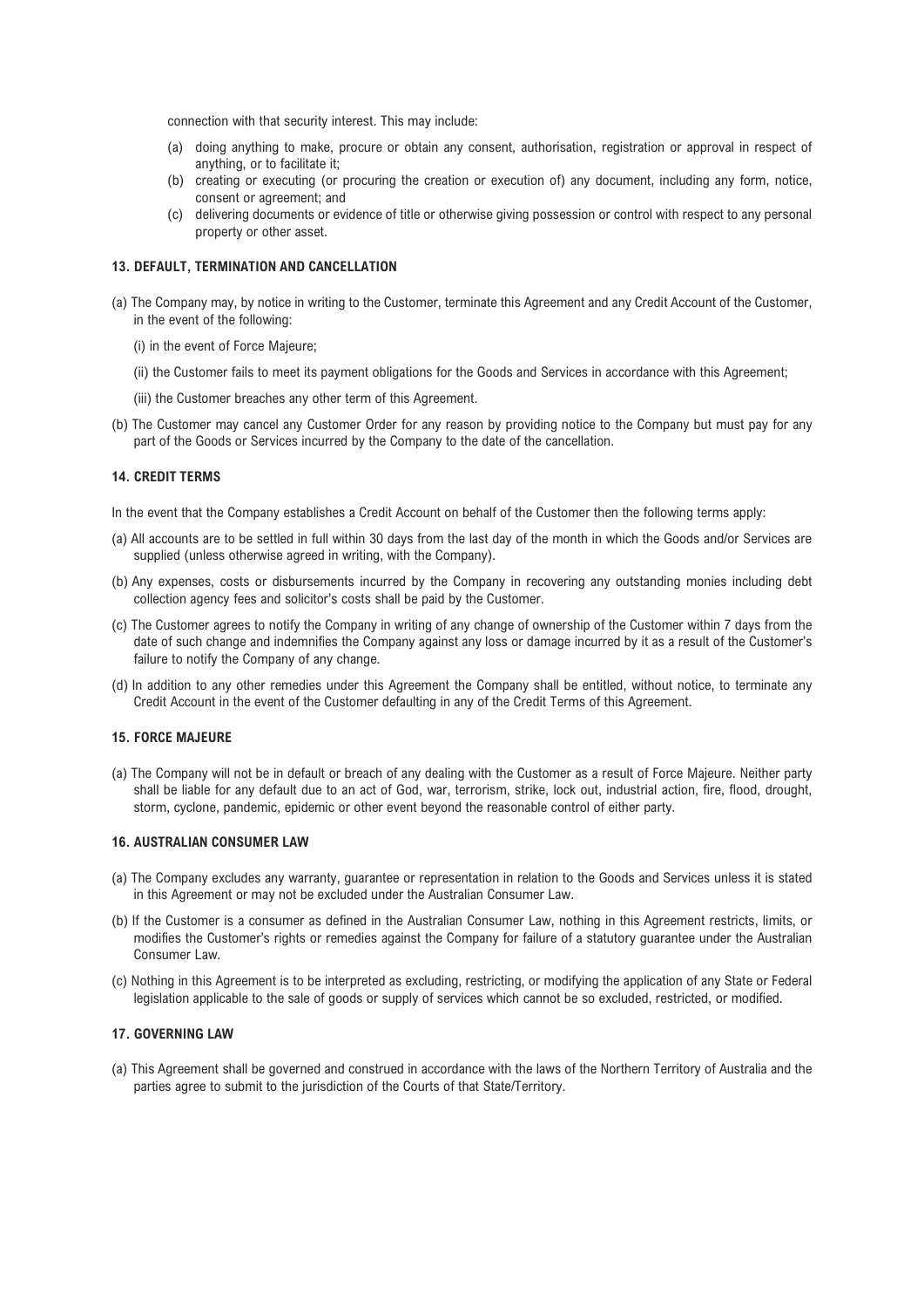connection with that security interest. This may include:

(a) doing anything to make, procure or obtain any consent, authorisation, registration or approval in respect of anything, or to facilitate it;
(b) creating or executing (or procuring the creation or execution of) any document, including any form, notice, consent or agreement; and
(c) delivering documents or evidence of title or otherwise giving possession or control with respect to any personal property or other asset.

## 13. DEFAULT, TERMINATION AND CANCELLATION

(a) The Company may, by notice in writing to the Customer, terminate this Agreement and any Credit Account of the Customer, in the event of the following:

(i) in the event of Force Majeure;

(ii) the Customer fails to meet its payment obligations for the Goods and Services in accordance with this Agreement;

(iii) the Customer breaches any other term of this Agreement.

(b) The Customer may cancel any Customer Order for any reason by providing notice to the Company but must pay for any part of the Goods or Services incurred by the Company to the date of the cancellation.

## 14. CREDIT TERMS

In the event that the Company establishes a Credit Account on behalf of the Customer then the following terms apply:

(a) All accounts are to be settled in full within 30 days from the last day of the month in which the Goods and/or Services are supplied (unless otherwise agreed in writing, with the Company).

(b) Any expenses, costs or disbursements incurred by the Company in recovering any outstanding monies including debt collection agency fees and solicitor's costs shall be paid by the Customer.

(c) The Customer agrees to notify the Company in writing of any change of ownership of the Customer within 7 days from the date of such change and indemnifies the Company against any loss or damage incurred by it as a result of the Customer's failure to notify the Company of any change.

(d) In addition to any other remedies under this Agreement the Company shall be entitled, without notice, to terminate any Credit Account in the event of the Customer defaulting in any of the Credit Terms of this Agreement.

## 15. FORCE MAJEURE

(a) The Company will not be in default or breach of any dealing with the Customer as a result of Force Majeure. Neither party shall be liable for any default due to an act of God, war, terrorism, strike, lock out, industrial action, fire, flood, drought, storm, cyclone, pandemic, epidemic or other event beyond the reasonable control of either party.

## 16. AUSTRALIAN CONSUMER LAW

(a) The Company excludes any warranty, guarantee or representation in relation to the Goods and Services unless it is stated in this Agreement or may not be excluded under the Australian Consumer Law.

(b) If the Customer is a consumer as defined in the Australian Consumer Law, nothing in this Agreement restricts, limits, or modifies the Customer's rights or remedies against the Company for failure of a statutory guarantee under the Australian Consumer Law.

(c) Nothing in this Agreement is to be interpreted as excluding, restricting, or modifying the application of any State or Federal legislation applicable to the sale of goods or supply of services which cannot be so excluded, restricted, or modified.

## 17. GOVERNING LAW

(a) This Agreement shall be governed and construed in accordance with the laws of the Northern Territory of Australia and the parties agree to submit to the jurisdiction of the Courts of that State/Territory.